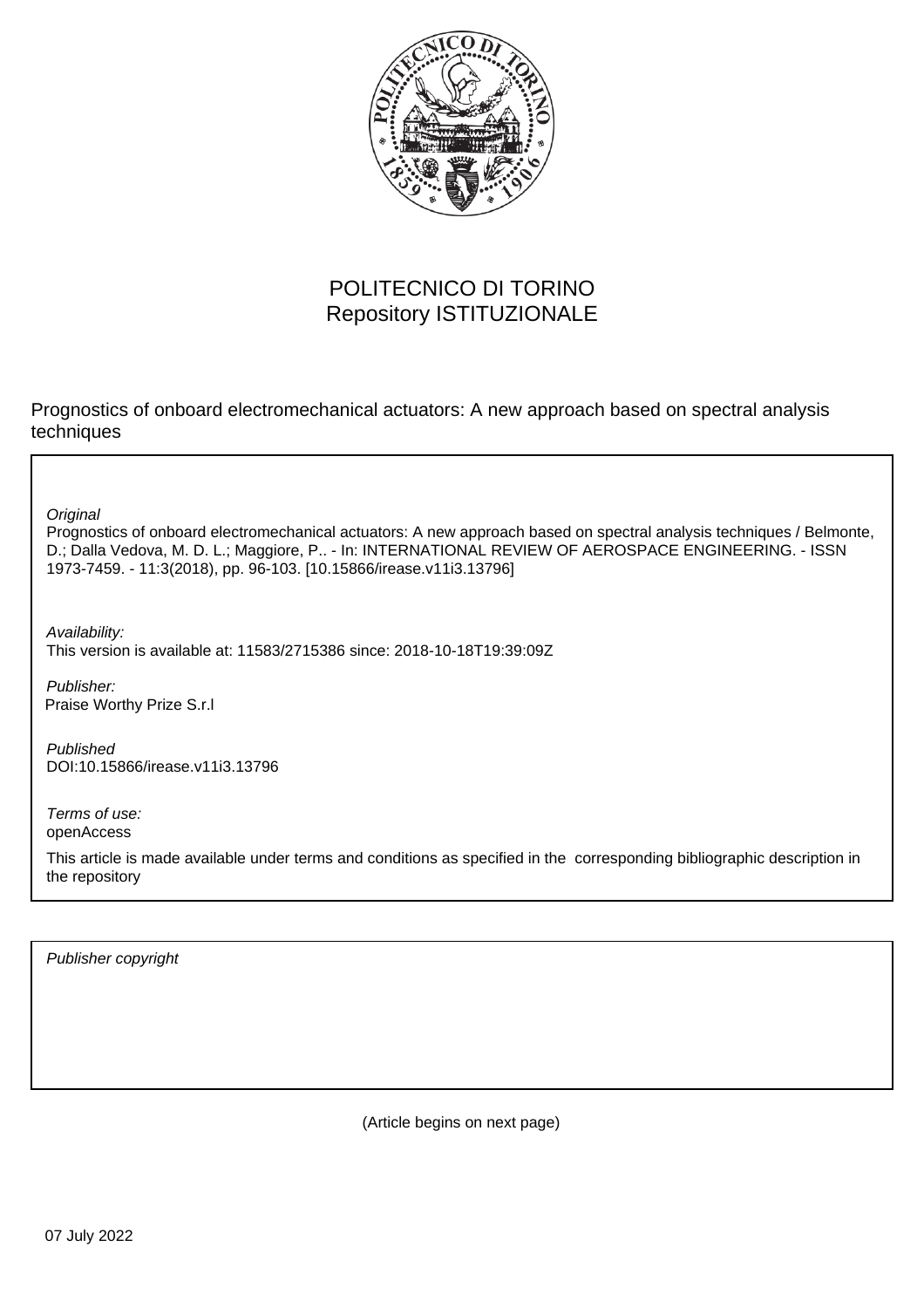POLITECNICO DI TORINO
Repository ISTITUZIONALE

Prognostics of onboard electromechanical actuators: A new approach based on spectral analysis techniques

*Original*
Prognostics of onboard electromechanical actuators: A new approach based on spectral analysis techniques / Belmonte, D.; Dalla Vedova, M. D. L.; Maggiore, P.. - In: INTERNATIONAL REVIEW OF AEROSPACE ENGINEERING. - ISSN 1973-7459. - 11:3(2018), pp. 96-103. [10.15866/irease.v11i3.13796]

*Availability:*
This version is available at: 11583/2715386 since: 2018-10-18T19:39:09Z

*Publisher:*
Praise Worthy Prize S.r.l

*Published*
DOI:10.15866/irease.v11i3.13796

*Terms of use:*
openAccess

This article is made available under terms and conditions as specified in the corresponding bibliographic description in the repository

*Publisher copyright*

(Article begins on next page)

07 July 2022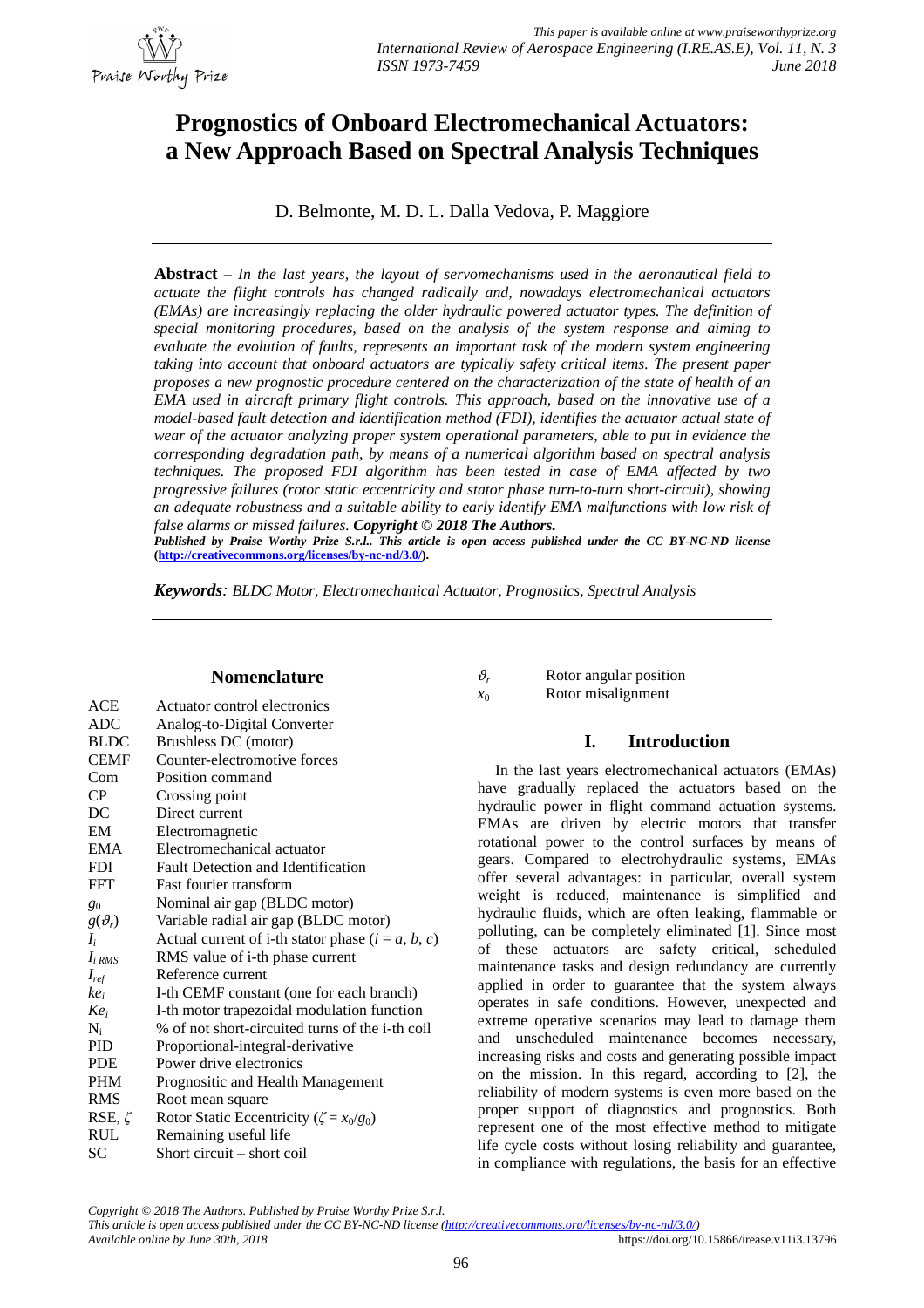# Prognostics of Onboard Electromechanical Actuators: a New Approach Based on Spectral Analysis Techniques

D. Belmonte, M. D. L. Dalla Vedova, P. Maggiore

---

**Abstract** – *In the last years, the layout of servomechanisms used in the aeronautical field to actuate the flight controls has changed radically and, nowadays electromechanical actuators (EMAs) are increasingly replacing the older hydraulic powered actuator types. The definition of special monitoring procedures, based on the analysis of the system response and aiming to evaluate the evolution of faults, represents an important task of the modern system engineering taking into account that onboard actuators are typically safety critical items. The present paper proposes a new prognostic procedure centered on the characterization of the state of health of an EMA used in aircraft primary flight controls. This approach, based on the innovative use of a model-based fault detection and identification method (FDI), identifies the actuator actual state of wear of the actuator analyzing proper system operational parameters, able to put in evidence the corresponding degradation path, by means of a numerical algorithm based on spectral analysis techniques. The proposed FDI algorithm has been tested in case of EMA affected by two progressive failures (rotor static eccentricity and stator phase turn-to-turn short-circuit), showing an adequate robustness and a suitable ability to early identify EMA malfunctions with low risk of false alarms or missed failures.* ***Copyright © 2018 The Authors.***

***Published by Praise Worthy Prize S.r.l.. This article is open access published under the CC BY-NC-ND license (http://creativecommons.org/licenses/by-nc-nd/3.0/).***

***Keywords****: BLDC Motor, Electromechanical Actuator, Prognostics, Spectral Analysis*

---

## Nomenclature

| | |
|---|---|
| ACE | Actuator control electronics |
| ADC | Analog-to-Digital Converter |
| BLDC | Brushless DC (motor) |
| CEMF | Counter-electromotive forces |
| Com | Position command |
| CP | Crossing point |
| DC | Direct current |
| EM | Electromagnetic |
| EMA | Electromechanical actuator |
| FDI | Fault Detection and Identification |
| FFT | Fast fourier transform |
| $g_0$ | Nominal air gap (BLDC motor) |
| $g(\vartheta_r)$ | Variable radial air gap (BLDC motor) |
| $I_i$ | Actual current of i-th stator phase ($i = a, b, c$) |
| $I_{i\,RMS}$ | RMS value of i-th phase current |
| $I_{ref}$ | Reference current |
| $ke_i$ | I-th CEMF constant (one for each branch) |
| $Ke_i$ | I-th motor trapezoidal modulation function |
| $N_i$ | % of not short-circuited turns of the i-th coil |
| PID | Proportional-integral-derivative |
| PDE | Power drive electronics |
| PHM | Prognositic and Health Management |
| RMS | Root mean square |
| RSE, $\zeta$ | Rotor Static Eccentricity ($\zeta = x_0/g_0$) |
| RUL | Remaining useful life |
| SC | Short circuit – short coil |
| $\vartheta_r$ | Rotor angular position |
| $x_0$ | Rotor misalignment |

## I. Introduction

In the last years electromechanical actuators (EMAs) have gradually replaced the actuators based on the hydraulic power in flight command actuation systems. EMAs are driven by electric motors that transfer rotational power to the control surfaces by means of gears. Compared to electrohydraulic systems, EMAs offer several advantages: in particular, overall system weight is reduced, maintenance is simplified and hydraulic fluids, which are often leaking, flammable or polluting, can be completely eliminated [1]. Since most of these actuators are safety critical, scheduled maintenance tasks and design redundancy are currently applied in order to guarantee that the system always operates in safe conditions. However, unexpected and extreme operative scenarios may lead to damage them and unscheduled maintenance becomes necessary, increasing risks and costs and generating possible impact on the mission. In this regard, according to [2], the reliability of modern systems is even more based on the proper support of diagnostics and prognostics. Both represent one of the most effective method to mitigate life cycle costs without losing reliability and guarantee, in compliance with regulations, the basis for an effective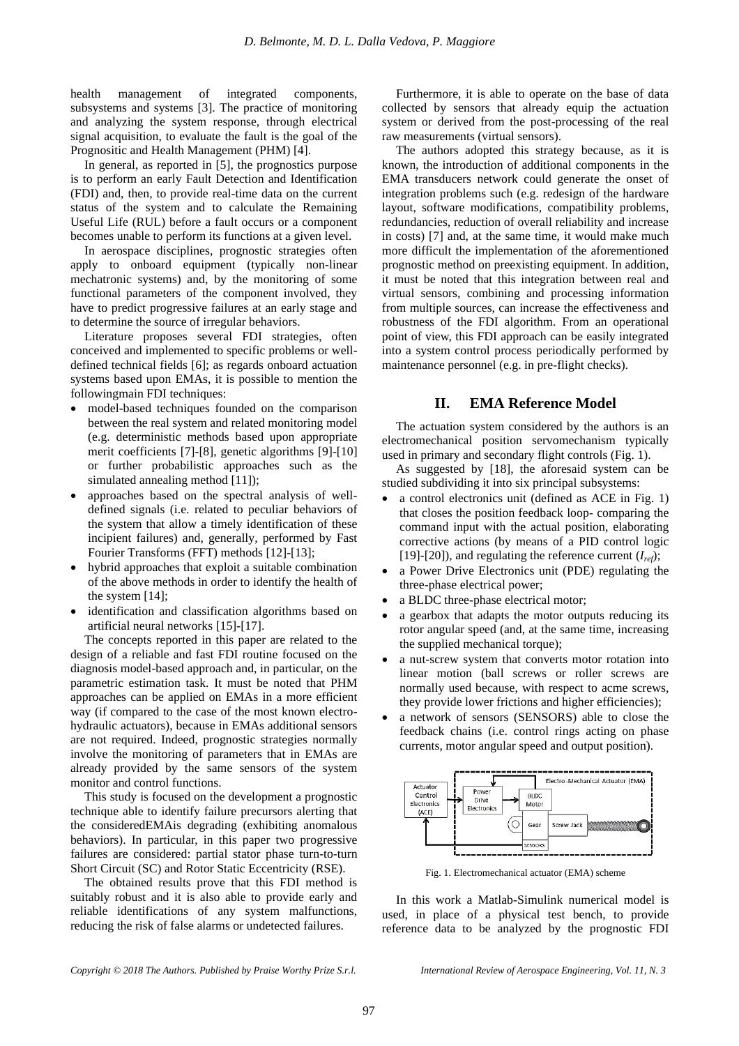health management of integrated components, subsystems and systems [3]. The practice of monitoring and analyzing the system response, through electrical signal acquisition, to evaluate the fault is the goal of the Prognositic and Health Management (PHM) [4].

In general, as reported in [5], the prognostics purpose is to perform an early Fault Detection and Identification (FDI) and, then, to provide real-time data on the current status of the system and to calculate the Remaining Useful Life (RUL) before a fault occurs or a component becomes unable to perform its functions at a given level.

In aerospace disciplines, prognostic strategies often apply to onboard equipment (typically non-linear mechatronic systems) and, by the monitoring of some functional parameters of the component involved, they have to predict progressive failures at an early stage and to determine the source of irregular behaviors.

Literature proposes several FDI strategies, often conceived and implemented to specific problems or well-defined technical fields [6]; as regards onboard actuation systems based upon EMAs, it is possible to mention the followingmain FDI techniques:

- model-based techniques founded on the comparison between the real system and related monitoring model (e.g. deterministic methods based upon appropriate merit coefficients [7]-[8], genetic algorithms [9]-[10] or further probabilistic approaches such as the simulated annealing method [11]);
- approaches based on the spectral analysis of well-defined signals (i.e. related to peculiar behaviors of the system that allow a timely identification of these incipient failures) and, generally, performed by Fast Fourier Transforms (FFT) methods [12]-[13];
- hybrid approaches that exploit a suitable combination of the above methods in order to identify the health of the system [14];
- identification and classification algorithms based on artificial neural networks [15]-[17].

The concepts reported in this paper are related to the design of a reliable and fast FDI routine focused on the diagnosis model-based approach and, in particular, on the parametric estimation task. It must be noted that PHM approaches can be applied on EMAs in a more efficient way (if compared to the case of the most known electro-hydraulic actuators), because in EMAs additional sensors are not required. Indeed, prognostic strategies normally involve the monitoring of parameters that in EMAs are already provided by the same sensors of the system monitor and control functions.

This study is focused on the development a prognostic technique able to identify failure precursors alerting that the consideredEMAis degrading (exhibiting anomalous behaviors). In particular, in this paper two progressive failures are considered: partial stator phase turn-to-turn Short Circuit (SC) and Rotor Static Eccentricity (RSE).

The obtained results prove that this FDI method is suitably robust and it is also able to provide early and reliable identifications of any system malfunctions, reducing the risk of false alarms or undetected failures.

Furthermore, it is able to operate on the base of data collected by sensors that already equip the actuation system or derived from the post-processing of the real raw measurements (virtual sensors).

The authors adopted this strategy because, as it is known, the introduction of additional components in the EMA transducers network could generate the onset of integration problems such (e.g. redesign of the hardware layout, software modifications, compatibility problems, redundancies, reduction of overall reliability and increase in costs) [7] and, at the same time, it would make much more difficult the implementation of the aforementioned prognostic method on preexisting equipment. In addition, it must be noted that this integration between real and virtual sensors, combining and processing information from multiple sources, can increase the effectiveness and robustness of the FDI algorithm. From an operational point of view, this FDI approach can be easily integrated into a system control process periodically performed by maintenance personnel (e.g. in pre-flight checks).

## II. EMA Reference Model

The actuation system considered by the authors is an electromechanical position servomechanism typically used in primary and secondary flight controls (Fig. 1).

As suggested by [18], the aforesaid system can be studied subdividing it into six principal subsystems:

- a control electronics unit (defined as ACE in Fig. 1) that closes the position feedback loop- comparing the command input with the actual position, elaborating corrective actions (by means of a PID control logic [19]-[20]), and regulating the reference current ($I_{ref}$);
- a Power Drive Electronics unit (PDE) regulating the three-phase electrical power;
- a BLDC three-phase electrical motor;
- a gearbox that adapts the motor outputs reducing its rotor angular speed (and, at the same time, increasing the supplied mechanical torque);
- a nut-screw system that converts motor rotation into linear motion (ball screws or roller screws are normally used because, with respect to acme screws, they provide lower frictions and higher efficiencies);
- a network of sensors (SENSORS) able to close the feedback chains (i.e. control rings acting on phase currents, motor angular speed and output position).

Fig. 1. Electromechanical actuator (EMA) scheme

In this work a Matlab-Simulink numerical model is used, in place of a physical test bench, to provide reference data to be analyzed by the prognostic FDI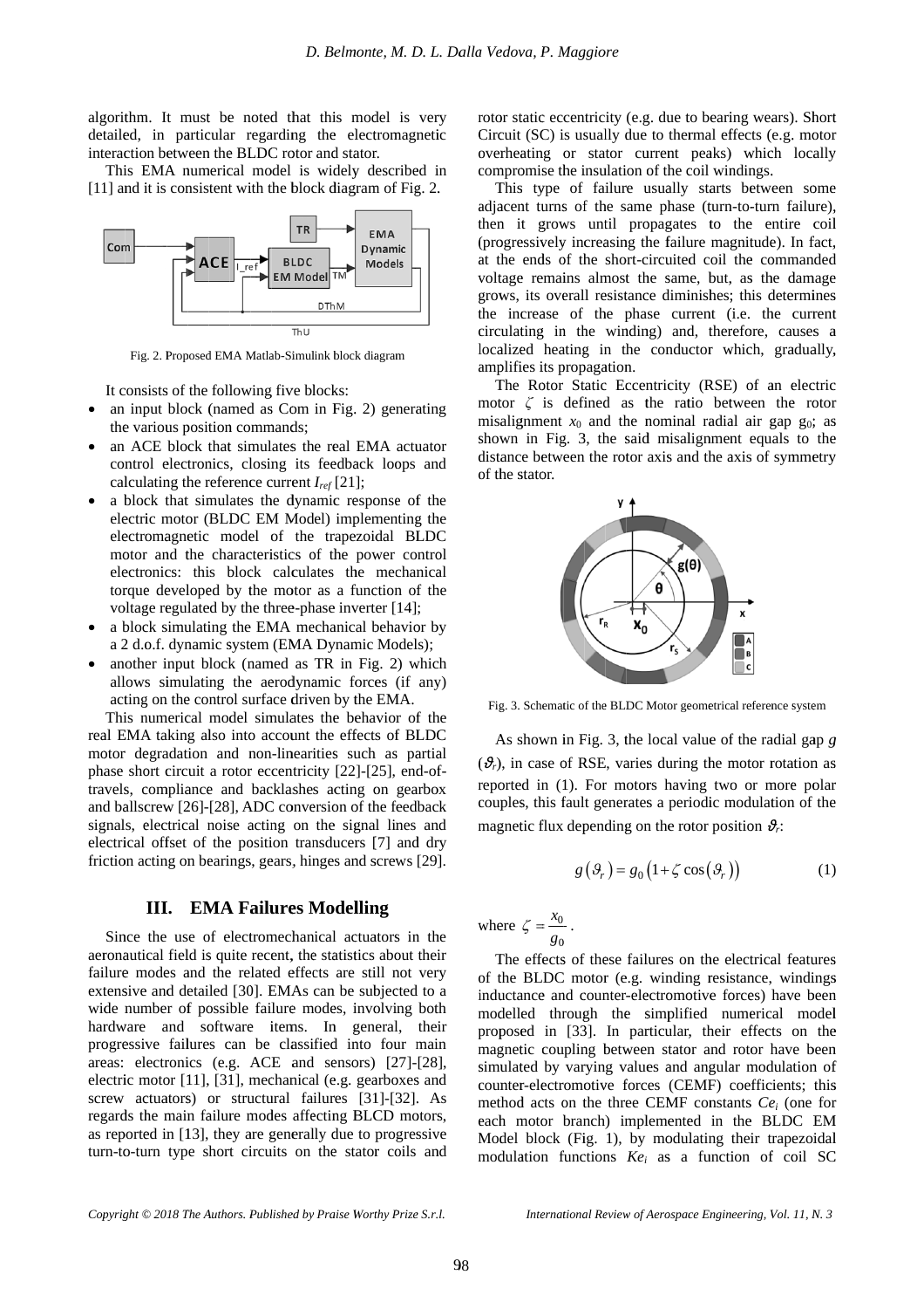algorithm. It must be noted that this model is very detailed, in particular regarding the electromagnetic interaction between the BLDC rotor and stator.

This EMA numerical model is widely described in [11] and it is consistent with the block diagram of Fig. 2.

Fig. 2. Proposed EMA Matlab-Simulink block diagram

It consists of the following five blocks:

- an input block (named as Com in Fig. 2) generating the various position commands;
- an ACE block that simulates the real EMA actuator control electronics, closing its feedback loops and calculating the reference current $I_{ref}$ [21];
- a block that simulates the dynamic response of the electric motor (BLDC EM Model) implementing the electromagnetic model of the trapezoidal BLDC motor and the characteristics of the power control electronics: this block calculates the mechanical torque developed by the motor as a function of the voltage regulated by the three-phase inverter [14];
- a block simulating the EMA mechanical behavior by a 2 d.o.f. dynamic system (EMA Dynamic Models);
- another input block (named as TR in Fig. 2) which allows simulating the aerodynamic forces (if any) acting on the control surface driven by the EMA.

This numerical model simulates the behavior of the real EMA taking also into account the effects of BLDC motor degradation and non-linearities such as partial phase short circuit a rotor eccentricity [22]-[25], end-of-travels, compliance and backlashes acting on gearbox and ballscrew [26]-[28], ADC conversion of the feedback signals, electrical noise acting on the signal lines and electrical offset of the position transducers [7] and dry friction acting on bearings, gears, hinges and screws [29].

## III. EMA Failures Modelling

Since the use of electromechanical actuators in the aeronautical field is quite recent, the statistics about their failure modes and the related effects are still not very extensive and detailed [30]. EMAs can be subjected to a wide number of possible failure modes, involving both hardware and software items. In general, their progressive failures can be classified into four main areas: electronics (e.g. ACE and sensors) [27]-[28], electric motor [11], [31], mechanical (e.g. gearboxes and screw actuators) or structural failures [31]-[32]. As regards the main failure modes affecting BLCD motors, as reported in [13], they are generally due to progressive turn-to-turn type short circuits on the stator coils and rotor static eccentricity (e.g. due to bearing wears). Short Circuit (SC) is usually due to thermal effects (e.g. motor overheating or stator current peaks) which locally compromise the insulation of the coil windings.

This type of failure usually starts between some adjacent turns of the same phase (turn-to-turn failure), then it grows until propagates to the entire coil (progressively increasing the failure magnitude). In fact, at the ends of the short-circuited coil the commanded voltage remains almost the same, but, as the damage grows, its overall resistance diminishes; this determines the increase of the phase current (i.e. the current circulating in the winding) and, therefore, causes a localized heating in the conductor which, gradually, amplifies its propagation.

The Rotor Static Eccentricity (RSE) of an electric motor $\zeta$ is defined as the ratio between the rotor misalignment $x_0$ and the nominal radial air gap $g_0$; as shown in Fig. 3, the said misalignment equals to the distance between the rotor axis and the axis of symmetry of the stator.

Fig. 3. Schematic of the BLDC Motor geometrical reference system

As shown in Fig. 3, the local value of the radial gap $g(\vartheta_r)$, in case of RSE, varies during the motor rotation as reported in (1). For motors having two or more polar couples, this fault generates a periodic modulation of the magnetic flux depending on the rotor position $\vartheta_r$:

$$g\left(\vartheta_r\right) = g_0\left(1 + \zeta\cos\left(\vartheta_r\right)\right) \tag{1}$$

where $\zeta = \dfrac{x_0}{g_0}$.

The effects of these failures on the electrical features of the BLDC motor (e.g. winding resistance, windings inductance and counter-electromotive forces) have been modelled through the simplified numerical model proposed in [33]. In particular, their effects on the magnetic coupling between stator and rotor have been simulated by varying values and angular modulation of counter-electromotive forces (CEMF) coefficients; this method acts on the three CEMF constants $Ce_i$ (one for each motor branch) implemented in the BLDC EM Model block (Fig. 1), by modulating their trapezoidal modulation functions $Ke_i$ as a function of coil SC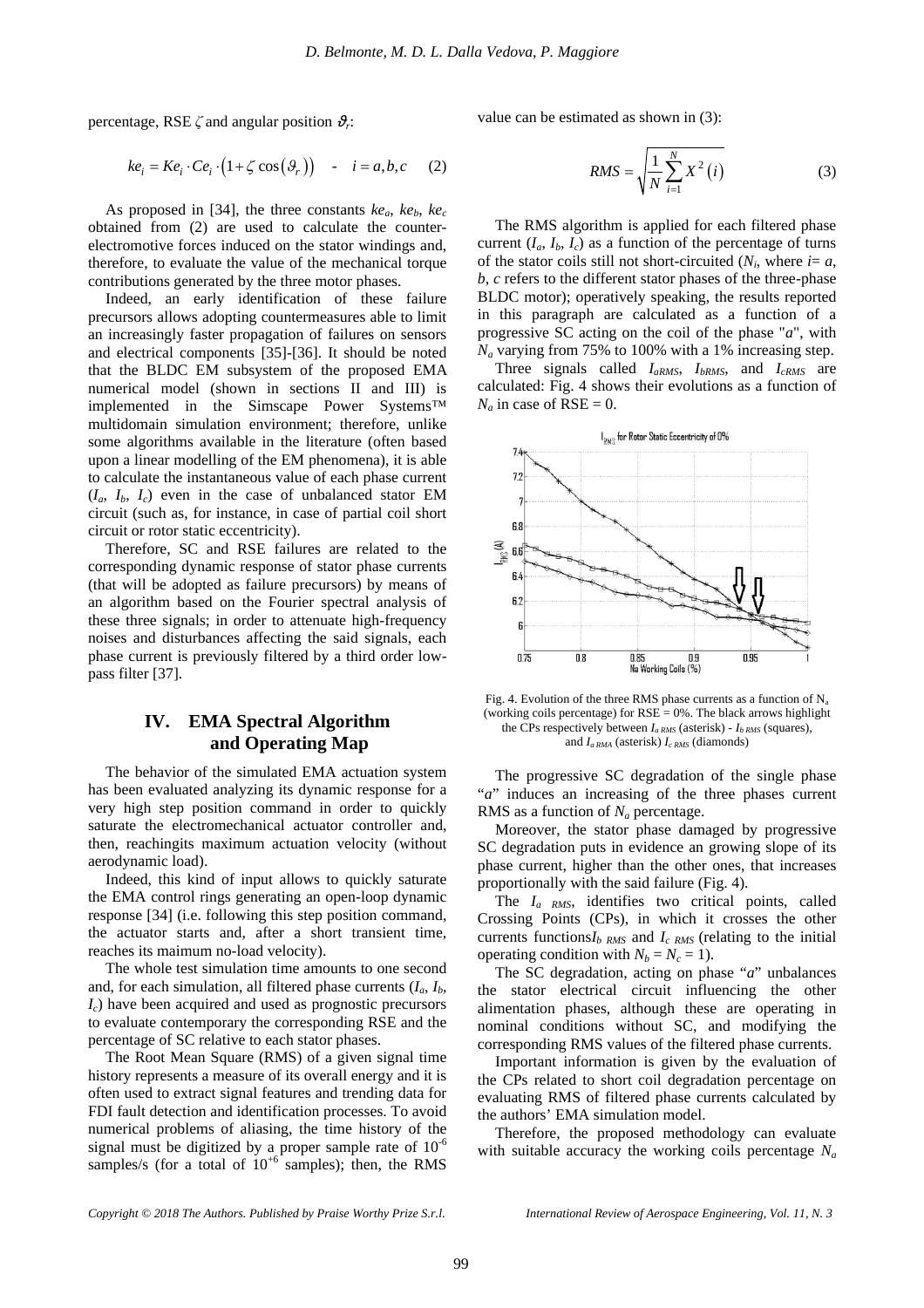percentage, RSE $\zeta$ and angular position $\vartheta_r$:

$$ke_i = Ke_i \cdot Ce_i \cdot \left(1 + \zeta \cos\left(\vartheta_r\right)\right) \quad - \quad i = a, b, c \qquad (2)$$

As proposed in [34], the three constants $ke_a$, $ke_b$, $ke_c$ obtained from (2) are used to calculate the counter-electromotive forces induced on the stator windings and, therefore, to evaluate the value of the mechanical torque contributions generated by the three motor phases.

Indeed, an early identification of these failure precursors allows adopting countermeasures able to limit an increasingly faster propagation of failures on sensors and electrical components [35]-[36]. It should be noted that the BLDC EM subsystem of the proposed EMA numerical model (shown in sections II and III) is implemented in the Simscape Power Systems™ multidomain simulation environment; therefore, unlike some algorithms available in the literature (often based upon a linear modelling of the EM phenomena), it is able to calculate the instantaneous value of each phase current ($I_a$, $I_b$, $I_c$) even in the case of unbalanced stator EM circuit (such as, for instance, in case of partial coil short circuit or rotor static eccentricity).

Therefore, SC and RSE failures are related to the corresponding dynamic response of stator phase currents (that will be adopted as failure precursors) by means of an algorithm based on the Fourier spectral analysis of these three signals; in order to attenuate high-frequency noises and disturbances affecting the said signals, each phase current is previously filtered by a third order low-pass filter [37].

## IV. EMA Spectral Algorithm and Operating Map

The behavior of the simulated EMA actuation system has been evaluated analyzing its dynamic response for a very high step position command in order to quickly saturate the electromechanical actuator controller and, then, reachingits maximum actuation velocity (without aerodynamic load).

Indeed, this kind of input allows to quickly saturate the EMA control rings generating an open-loop dynamic response [34] (i.e. following this step position command, the actuator starts and, after a short transient time, reaches its maimum no-load velocity).

The whole test simulation time amounts to one second and, for each simulation, all filtered phase currents ($I_a$, $I_b$, $I_c$) have been acquired and used as prognostic precursors to evaluate contemporary the corresponding RSE and the percentage of SC relative to each stator phases.

The Root Mean Square (RMS) of a given signal time history represents a measure of its overall energy and it is often used to extract signal features and trending data for FDI fault detection and identification processes. To avoid numerical problems of aliasing, the time history of the signal must be digitized by a proper sample rate of $10^{-6}$ samples/s (for a total of $10^{+6}$ samples); then, the RMS value can be estimated as shown in (3):

$$RMS = \sqrt{\frac{1}{N}\sum_{i=1}^{N} X^2\left(i\right)} \qquad (3)$$

The RMS algorithm is applied for each filtered phase current ($I_a$, $I_b$, $I_c$) as a function of the percentage of turns of the stator coils still not short-circuited ($N_i$, where $i$= $a$, $b$, $c$ refers to the different stator phases of the three-phase BLDC motor); operatively speaking, the results reported in this paragraph are calculated as a function of a progressive SC acting on the coil of the phase "*a*", with $N_a$ varying from 75% to 100% with a 1% increasing step.

Three signals called $I_{aRMS}$, $I_{bRMS}$, and $I_{cRMS}$ are calculated: Fig. 4 shows their evolutions as a function of $N_a$ in case of RSE = 0.

Fig. 4. Evolution of the three RMS phase currents as a function of $N_a$ (working coils percentage) for RSE = 0%. The black arrows highlight the CPs respectively between $I_{a\,RMS}$ (asterisk) - $I_{b\,RMS}$ (squares), and $I_{a\,RMA}$ (asterisk) $I_{c\,RMS}$ (diamonds)

The progressive SC degradation of the single phase "*a*" induces an increasing of the three phases current RMS as a function of $N_a$ percentage.

Moreover, the stator phase damaged by progressive SC degradation puts in evidence an growing slope of its phase current, higher than the other ones, that increases proportionally with the said failure (Fig. 4).

The $I_{a\,RMS}$, identifies two critical points, called Crossing Points (CPs), in which it crosses the other currents functions$I_{b\,RMS}$ and $I_{c\,RMS}$ (relating to the initial operating condition with $N_b = N_c = 1$).

The SC degradation, acting on phase "*a*" unbalances the stator electrical circuit influencing the other alimentation phases, although these are operating in nominal conditions without SC, and modifying the corresponding RMS values of the filtered phase currents.

Important information is given by the evaluation of the CPs related to short coil degradation percentage on evaluating RMS of filtered phase currents calculated by the authors' EMA simulation model.

Therefore, the proposed methodology can evaluate with suitable accuracy the working coils percentage $N_a$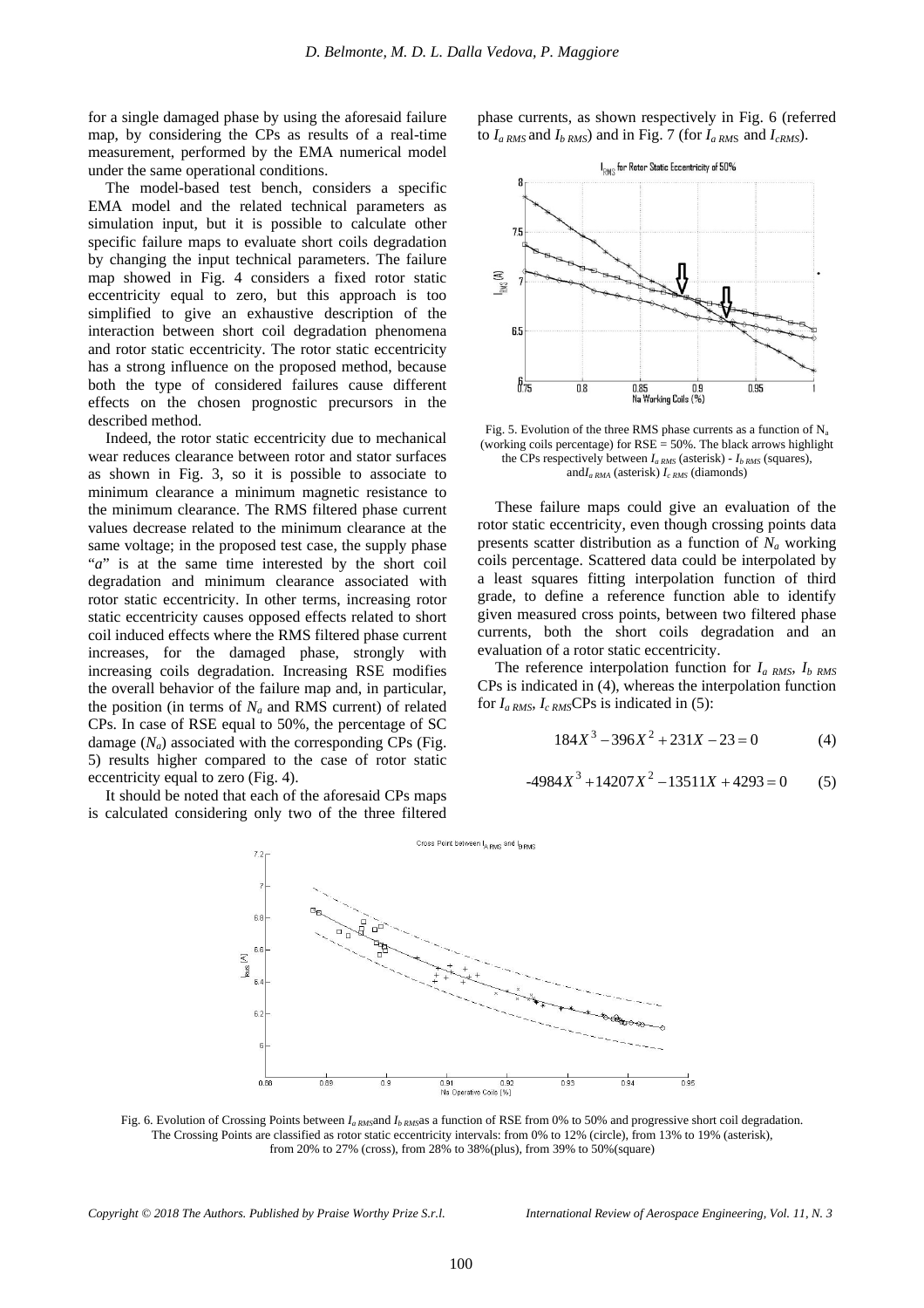for a single damaged phase by using the aforesaid failure map, by considering the CPs as results of a real-time measurement, performed by the EMA numerical model under the same operational conditions.

The model-based test bench, considers a specific EMA model and the related technical parameters as simulation input, but it is possible to calculate other specific failure maps to evaluate short coils degradation by changing the input technical parameters. The failure map showed in Fig. 4 considers a fixed rotor static eccentricity equal to zero, but this approach is too simplified to give an exhaustive description of the interaction between short coil degradation phenomena and rotor static eccentricity. The rotor static eccentricity has a strong influence on the proposed method, because both the type of considered failures cause different effects on the chosen prognostic precursors in the described method.

Indeed, the rotor static eccentricity due to mechanical wear reduces clearance between rotor and stator surfaces as shown in Fig. 3, so it is possible to associate to minimum clearance a minimum magnetic resistance to the minimum clearance. The RMS filtered phase current values decrease related to the minimum clearance at the same voltage; in the proposed test case, the supply phase "*a*" is at the same time interested by the short coil degradation and minimum clearance associated with rotor static eccentricity. In other terms, increasing rotor static eccentricity causes opposed effects related to short coil induced effects where the RMS filtered phase current increases, for the damaged phase, strongly with increasing coils degradation. Increasing RSE modifies the overall behavior of the failure map and, in particular, the position (in terms of $N_a$ and RMS current) of related CPs. In case of RSE equal to 50%, the percentage of SC damage ($N_a$) associated with the corresponding CPs (Fig. 5) results higher compared to the case of rotor static eccentricity equal to zero (Fig. 4).

It should be noted that each of the aforesaid CPs maps is calculated considering only two of the three filtered phase currents, as shown respectively in Fig. 6 (referred to $I_{a\ RMS}$ and $I_{b\ RMS}$) and in Fig. 7 (for $I_{a\ RMS}$ and $I_{cRMS}$).

Fig. 5. Evolution of the three RMS phase currents as a function of $N_a$ (working coils percentage) for RSE = 50%. The black arrows highlight the CPs respectively between $I_{a\ RMS}$ (asterisk) - $I_{b\ RMS}$ (squares), and $I_{a\ RMA}$ (asterisk) $I_{c\ RMS}$ (diamonds)

These failure maps could give an evaluation of the rotor static eccentricity, even though crossing points data presents scatter distribution as a function of $N_a$ working coils percentage. Scattered data could be interpolated by a least squares fitting interpolation function of third grade, to define a reference function able to identify given measured cross points, between two filtered phase currents, both the short coils degradation and an evaluation of a rotor static eccentricity.

The reference interpolation function for $I_{a\ RMS}$, $I_{b\ RMS}$ CPs is indicated in (4), whereas the interpolation function for $I_{a\ RMS}$, $I_{c\ RMS}$ CPs is indicated in (5):

$$184X^3 - 396X^2 + 231X - 23 = 0 \tag{4}$$

$$-4984X^3 + 14207X^2 - 13511X + 4293 = 0 \tag{5}$$

Fig. 6. Evolution of Crossing Points between $I_{a\ RMS}$ and $I_{b\ RMS}$ as a function of RSE from 0% to 50% and progressive short coil degradation. The Crossing Points are classified as rotor static eccentricity intervals: from 0% to 12% (circle), from 13% to 19% (asterisk), from 20% to 27% (cross), from 28% to 38%(plus), from 39% to 50%(square)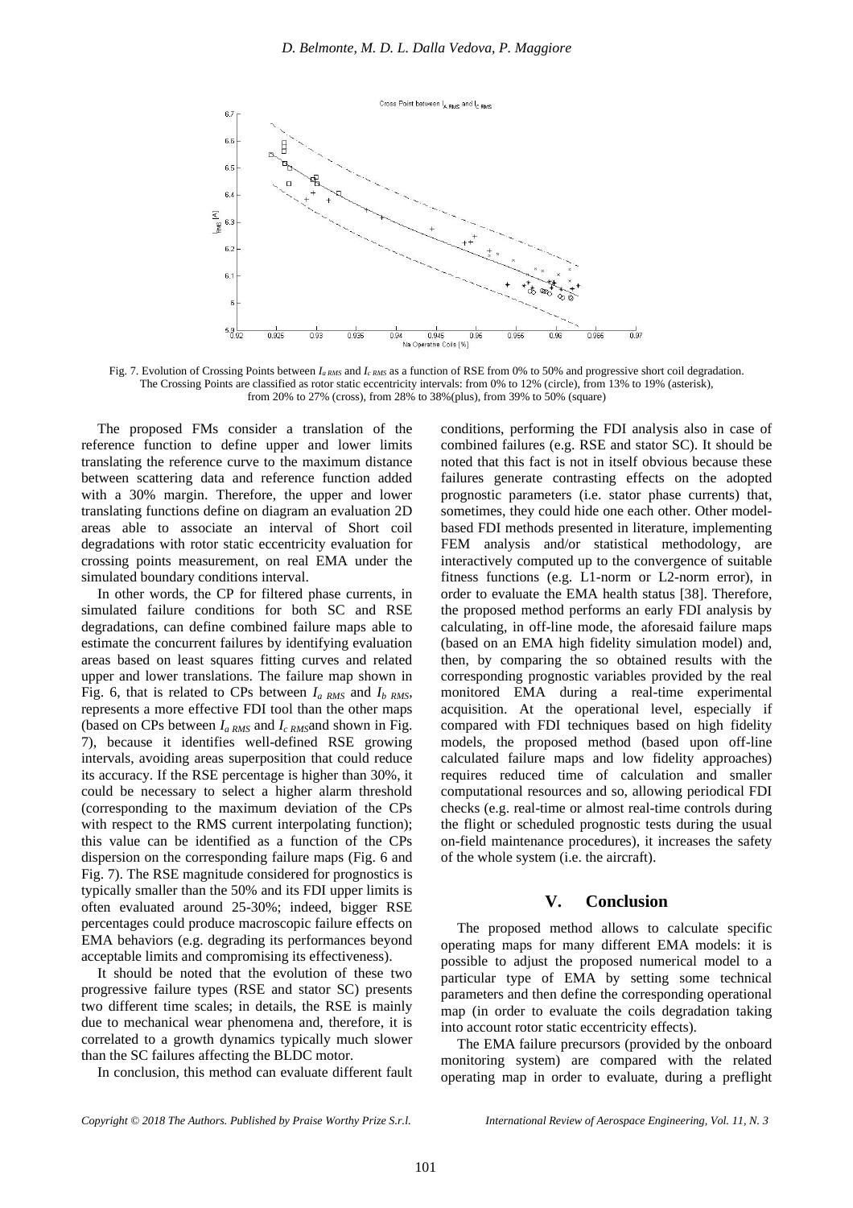Fig. 7. Evolution of Crossing Points between $I_{a\,RMS}$ and $I_{c\,RMS}$ as a function of RSE from 0% to 50% and progressive short coil degradation. The Crossing Points are classified as rotor static eccentricity intervals: from 0% to 12% (circle), from 13% to 19% (asterisk), from 20% to 27% (cross), from 28% to 38%(plus), from 39% to 50% (square)

The proposed FMs consider a translation of the reference function to define upper and lower limits translating the reference curve to the maximum distance between scattering data and reference function added with a 30% margin. Therefore, the upper and lower translating functions define on diagram an evaluation 2D areas able to associate an interval of Short coil degradations with rotor static eccentricity evaluation for crossing points measurement, on real EMA under the simulated boundary conditions interval.

In other words, the CP for filtered phase currents, in simulated failure conditions for both SC and RSE degradations, can define combined failure maps able to estimate the concurrent failures by identifying evaluation areas based on least squares fitting curves and related upper and lower translations. The failure map shown in Fig. 6, that is related to CPs between $I_{a\,RMS}$ and $I_{b\,RMS}$, represents a more effective FDI tool than the other maps (based on CPs between $I_{a\,RMS}$ and $I_{c\,RMS}$and shown in Fig. 7), because it identifies well-defined RSE growing intervals, avoiding areas superposition that could reduce its accuracy. If the RSE percentage is higher than 30%, it could be necessary to select a higher alarm threshold (corresponding to the maximum deviation of the CPs with respect to the RMS current interpolating function); this value can be identified as a function of the CPs dispersion on the corresponding failure maps (Fig. 6 and Fig. 7). The RSE magnitude considered for prognostics is typically smaller than the 50% and its FDI upper limits is often evaluated around 25-30%; indeed, bigger RSE percentages could produce macroscopic failure effects on EMA behaviors (e.g. degrading its performances beyond acceptable limits and compromising its effectiveness).

It should be noted that the evolution of these two progressive failure types (RSE and stator SC) presents two different time scales; in details, the RSE is mainly due to mechanical wear phenomena and, therefore, it is correlated to a growth dynamics typically much slower than the SC failures affecting the BLDC motor.

In conclusion, this method can evaluate different fault conditions, performing the FDI analysis also in case of combined failures (e.g. RSE and stator SC). It should be noted that this fact is not in itself obvious because these failures generate contrasting effects on the adopted prognostic parameters (i.e. stator phase currents) that, sometimes, they could hide one each other. Other model-based FDI methods presented in literature, implementing FEM analysis and/or statistical methodology, are interactively computed up to the convergence of suitable fitness functions (e.g. L1-norm or L2-norm error), in order to evaluate the EMA health status [38]. Therefore, the proposed method performs an early FDI analysis by calculating, in off-line mode, the aforesaid failure maps (based on an EMA high fidelity simulation model) and, then, by comparing the so obtained results with the corresponding prognostic variables provided by the real monitored EMA during a real-time experimental acquisition. At the operational level, especially if compared with FDI techniques based on high fidelity models, the proposed method (based upon off-line calculated failure maps and low fidelity approaches) requires reduced time of calculation and smaller computational resources and so, allowing periodical FDI checks (e.g. real-time or almost real-time controls during the flight or scheduled prognostic tests during the usual on-field maintenance procedures), it increases the safety of the whole system (i.e. the aircraft).

## V. Conclusion

The proposed method allows to calculate specific operating maps for many different EMA models: it is possible to adjust the proposed numerical model to a particular type of EMA by setting some technical parameters and then define the corresponding operational map (in order to evaluate the coils degradation taking into account rotor static eccentricity effects).

The EMA failure precursors (provided by the onboard monitoring system) are compared with the related operating map in order to evaluate, during a preflight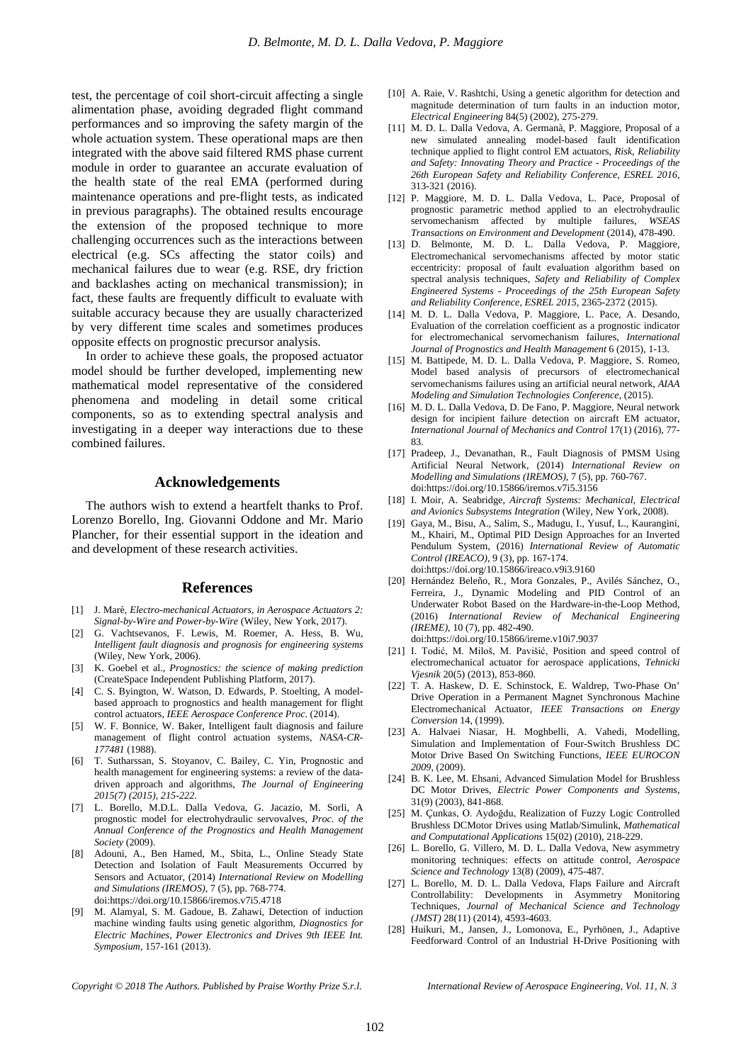test, the percentage of coil short-circuit affecting a single alimentation phase, avoiding degraded flight command performances and so improving the safety margin of the whole actuation system. These operational maps are then integrated with the above said filtered RMS phase current module in order to guarantee an accurate evaluation of the health state of the real EMA (performed during maintenance operations and pre-flight tests, as indicated in previous paragraphs). The obtained results encourage the extension of the proposed technique to more challenging occurrences such as the interactions between electrical (e.g. SCs affecting the stator coils) and mechanical failures due to wear (e.g. RSE, dry friction and backlashes acting on mechanical transmission); in fact, these faults are frequently difficult to evaluate with suitable accuracy because they are usually characterized by very different time scales and sometimes produces opposite effects on prognostic precursor analysis.

In order to achieve these goals, the proposed actuator model should be further developed, implementing new mathematical model representative of the considered phenomena and modeling in detail some critical components, so as to extending spectral analysis and investigating in a deeper way interactions due to these combined failures.

## Acknowledgements

The authors wish to extend a heartfelt thanks to Prof. Lorenzo Borello, Ing. Giovanni Oddone and Mr. Mario Plancher, for their essential support in the ideation and and development of these research activities.

## References

[1] J. Marè, *Electro-mechanical Actuators, in Aerospace Actuators 2: Signal-by-Wire and Power-by-Wire* (Wiley, New York, 2017).

[2] G. Vachtsevanos, F. Lewis, M. Roemer, A. Hess, B. Wu, *Intelligent fault diagnosis and prognosis for engineering systems* (Wiley, New York, 2006).

[3] K. Goebel et al., *Prognostics: the science of making prediction* (CreateSpace Independent Publishing Platform, 2017).

[4] C. S. Byington, W. Watson, D. Edwards, P. Stoelting, A model-based approach to prognostics and health management for flight control actuators, *IEEE Aerospace Conference Proc*. (2014).

[5] W. F. Bonnice, W. Baker, Intelligent fault diagnosis and failure management of flight control actuation systems, *NASA-CR-177481* (1988).

[6] T. Sutharssan, S. Stoyanov, C. Bailey, C. Yin, Prognostic and health management for engineering systems: a review of the data-driven approach and algorithms, *The Journal of Engineering 2015(7) (2015), 215-222.*

[7] L. Borello, M.D.L. Dalla Vedova, G. Jacazio, M. Sorli, A prognostic model for electrohydraulic servovalves, *Proc. of the Annual Conference of the Prognostics and Health Management Society* (2009).

[8] Adouni, A., Ben Hamed, M., Sbita, L., Online Steady State Detection and Isolation of Fault Measurements Occurred by Sensors and Actuator, (2014) *International Review on Modelling and Simulations (IREMOS)*, 7 (5), pp. 768-774. doi:https://doi.org/10.15866/iremos.v7i5.4718

[9] M. Alamyal, S. M. Gadoue, B. Zahawi, Detection of induction machine winding faults using genetic algorithm, *Diagnostics for Electric Machines, Power Electronics and Drives 9th IEEE Int. Symposium*, 157-161 (2013).

[10] A. Raie, V. Rashtchi, Using a genetic algorithm for detection and magnitude determination of turn faults in an induction motor, *Electrical Engineering* 84(5) (2002), 275-279.

[11] M. D. L. Dalla Vedova, A. Germanà, P. Maggiore, Proposal of a new simulated annealing model-based fault identification technique applied to flight control EM actuators, *Risk, Reliability and Safety: Innovating Theory and Practice - Proceedings of the 26th European Safety and Reliability Conference, ESREL 2016*, 313-321 (2016).

[12] P. Maggiore, M. D. L. Dalla Vedova, L. Pace, Proposal of prognostic parametric method applied to an electrohydraulic servomechanism affected by multiple failures, *WSEAS Transactions on Environment and Development* (2014), 478-490.

[13] D. Belmonte, M. D. L. Dalla Vedova, P. Maggiore, Electromechanical servomechanisms affected by motor static eccentricity: proposal of fault evaluation algorithm based on spectral analysis techniques, *Safety and Reliability of Complex Engineered Systems - Proceedings of the 25th European Safety and Reliability Conference, ESREL 2015*, 2365-2372 (2015).

[14] M. D. L. Dalla Vedova, P. Maggiore, L. Pace, A. Desando, Evaluation of the correlation coefficient as a prognostic indicator for electromechanical servomechanism failures, *International Journal of Prognostics and Health Management* 6 (2015), 1-13.

[15] M. Battipede, M. D. L. Dalla Vedova, P. Maggiore, S. Romeo, Model based analysis of precursors of electromechanical servomechanisms failures using an artificial neural network, *AIAA Modeling and Simulation Technologies Conference*, (2015).

[16] M. D. L. Dalla Vedova, D. De Fano, P. Maggiore, Neural network design for incipient failure detection on aircraft EM actuator, *International Journal of Mechanics and Control* 17(1) (2016), 77-83.

[17] Pradeep, J., Devanathan, R., Fault Diagnosis of PMSM Using Artificial Neural Network, (2014) *International Review on Modelling and Simulations (IREMOS)*, 7 (5), pp. 760-767. doi:https://doi.org/10.15866/iremos.v7i5.3156

[18] I. Moir, A. Seabridge, *Aircraft Systems: Mechanical, Electrical and Avionics Subsystems Integration* (Wiley, New York, 2008).

[19] Gaya, M., Bisu, A., Salim, S., Madugu, I., Yusuf, L., Kaurangini, M., Khairi, M., Optimal PID Design Approaches for an Inverted Pendulum System, (2016) *International Review of Automatic Control (IREACO)*, 9 (3), pp. 167-174. doi:https://doi.org/10.15866/ireaco.v9i3.9160

[20] Hernández Beleño, R., Mora Gonzales, P., Avilés Sánchez, O., Ferreira, J., Dynamic Modeling and PID Control of an Underwater Robot Based on the Hardware-in-the-Loop Method, (2016) *International Review of Mechanical Engineering (IREME)*, 10 (7), pp. 482-490. doi:https://doi.org/10.15866/ireme.v10i7.9037

[21] I. Todić, M. Miloš, M. Pavišić, Position and speed control of electromechanical actuator for aerospace applications, *Tehnicki Vjesnik* 20(5) (2013), 853-860.

[22] T. A. Haskew, D. E. Schinstock, E. Waldrep, Two-Phase On' Drive Operation in a Permanent Magnet Synchronous Machine Electromechanical Actuator, *IEEE Transactions on Energy Conversion* 14, (1999).

[23] A. Halvaei Niasar, H. Moghbelli, A. Vahedi, Modelling, Simulation and Implementation of Four-Switch Brushless DC Motor Drive Based On Switching Functions, *IEEE EUROCON 2009*, (2009).

[24] B. K. Lee, M. Ehsani, Advanced Simulation Model for Brushless DC Motor Drives, *Electric Power Components and Systems*, 31(9) (2003), 841-868.

[25] M. Çunkas, O. Aydoğdu, Realization of Fuzzy Logic Controlled Brushless DCMotor Drives using Matlab/Simulink, *Mathematical and Computational Applications* 15(02) (2010), 218-229.

[26] L. Borello, G. Villero, M. D. L. Dalla Vedova, New asymmetry monitoring techniques: effects on attitude control, *Aerospace Science and Technology* 13(8) (2009), 475-487.

[27] L. Borello, M. D. L. Dalla Vedova, Flaps Failure and Aircraft Controllability: Developments in Asymmetry Monitoring Techniques, *Journal of Mechanical Science and Technology (JMST)* 28(11) (2014), 4593-4603.

[28] Huikuri, M., Jansen, J., Lomonova, E., Pyrhönen, J., Adaptive Feedforward Control of an Industrial H-Drive Positioning with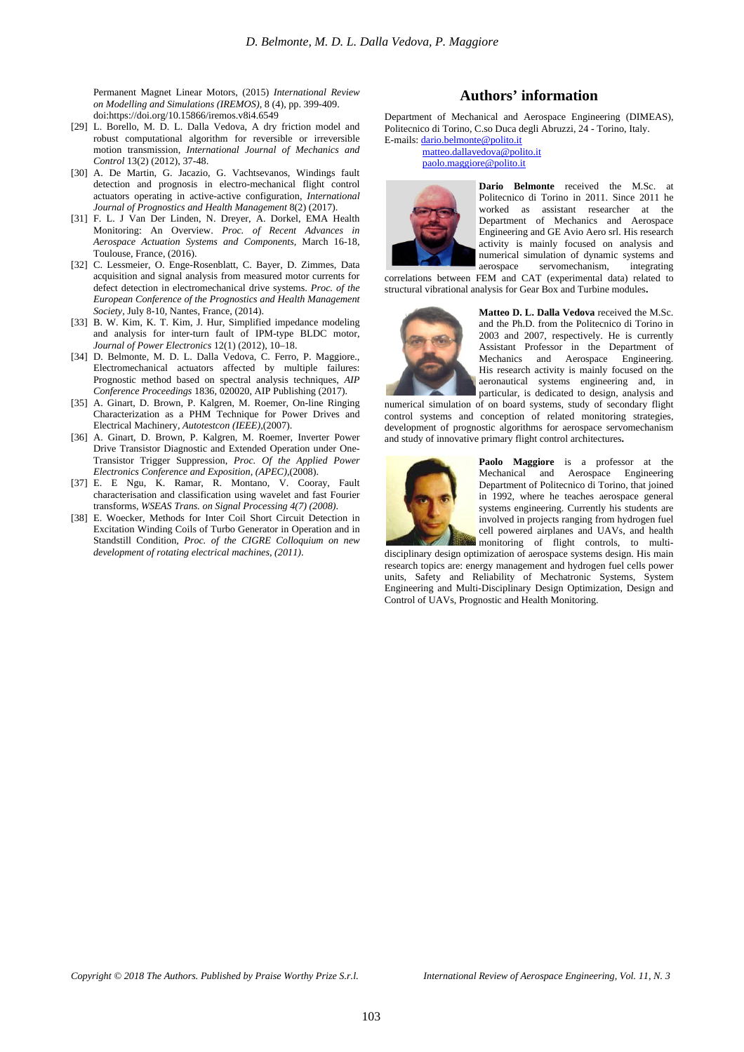Permanent Magnet Linear Motors, (2015) *International Review on Modelling and Simulations (IREMOS)*, 8 (4), pp. 399-409. doi:https://doi.org/10.15866/iremos.v8i4.6549

[29] L. Borello, M. D. L. Dalla Vedova, A dry friction model and robust computational algorithm for reversible or irreversible motion transmission, *International Journal of Mechanics and Control* 13(2) (2012), 37-48.

[30] A. De Martin, G. Jacazio, G. Vachtsevanos, Windings fault detection and prognosis in electro-mechanical flight control actuators operating in active-active configuration, *International Journal of Prognostics and Health Management* 8(2) (2017).

[31] F. L. J Van Der Linden, N. Dreyer, A. Dorkel, EMA Health Monitoring: An Overview. *Proc. of Recent Advances in Aerospace Actuation Systems and Components*, March 16-18, Toulouse, France, (2016).

[32] C. Lessmeier, O. Enge-Rosenblatt, C. Bayer, D. Zimmes, Data acquisition and signal analysis from measured motor currents for defect detection in electromechanical drive systems. *Proc. of the European Conference of the Prognostics and Health Management Society*, July 8-10, Nantes, France, (2014).

[33] B. W. Kim, K. T. Kim, J. Hur, Simplified impedance modeling and analysis for inter-turn fault of IPM-type BLDC motor, *Journal of Power Electronics* 12(1) (2012), 10–18.

[34] D. Belmonte, M. D. L. Dalla Vedova, C. Ferro, P. Maggiore., Electromechanical actuators affected by multiple failures: Prognostic method based on spectral analysis techniques, *AIP Conference Proceedings* 1836, 020020, AIP Publishing (2017).

[35] A. Ginart, D. Brown, P. Kalgren, M. Roemer, On-line Ringing Characterization as a PHM Technique for Power Drives and Electrical Machinery, *Autotestcon (IEEE)*,(2007).

[36] A. Ginart, D. Brown, P. Kalgren, M. Roemer, Inverter Power Drive Transistor Diagnostic and Extended Operation under One-Transistor Trigger Suppression, *Proc. Of the Applied Power Electronics Conference and Exposition, (APEC)*,(2008).

[37] E. E Ngu, K. Ramar, R. Montano, V. Cooray, Fault characterisation and classification using wavelet and fast Fourier transforms, *WSEAS Trans. on Signal Processing 4(7) (2008)*.

[38] E. Woecker, Methods for Inter Coil Short Circuit Detection in Excitation Winding Coils of Turbo Generator in Operation and in Standstill Condition, *Proc. of the CIGRE Colloquium on new development of rotating electrical machines, (2011)*.

## Authors' information

Department of Mechanical and Aerospace Engineering (DIMEAS), Politecnico di Torino, C.so Duca degli Abruzzi, 24 - Torino, Italy.
E-mails: dario.belmonte@polito.it
matteo.dallavedova@polito.it
paolo.maggiore@polito.it

**Dario Belmonte** received the M.Sc. at Politecnico di Torino in 2011. Since 2011 he worked as assistant researcher at the Department of Mechanics and Aerospace Engineering and GE Avio Aero srl. His research activity is mainly focused on analysis and numerical simulation of dynamic systems and aerospace servomechanism, integrating correlations between FEM and CAT (experimental data) related to structural vibrational analysis for Gear Box and Turbine modules**.**

**Matteo D. L. Dalla Vedova** received the M.Sc. and the Ph.D. from the Politecnico di Torino in 2003 and 2007, respectively. He is currently Assistant Professor in the Department of Mechanics and Aerospace Engineering. His research activity is mainly focused on the aeronautical systems engineering and, in particular, is dedicated to design, analysis and numerical simulation of on board systems, study of secondary flight control systems and conception of related monitoring strategies, development of prognostic algorithms for aerospace servomechanism and study of innovative primary flight control architectures**.**

**Paolo Maggiore** is a professor at the Mechanical and Aerospace Engineering Department of Politecnico di Torino, that joined in 1992, where he teaches aerospace general systems engineering. Currently his students are involved in projects ranging from hydrogen fuel cell powered airplanes and UAVs, and health monitoring of flight controls, to multi-disciplinary design optimization of aerospace systems design. His main research topics are: energy management and hydrogen fuel cells power units, Safety and Reliability of Mechatronic Systems, System Engineering and Multi-Disciplinary Design Optimization, Design and Control of UAVs, Prognostic and Health Monitoring.